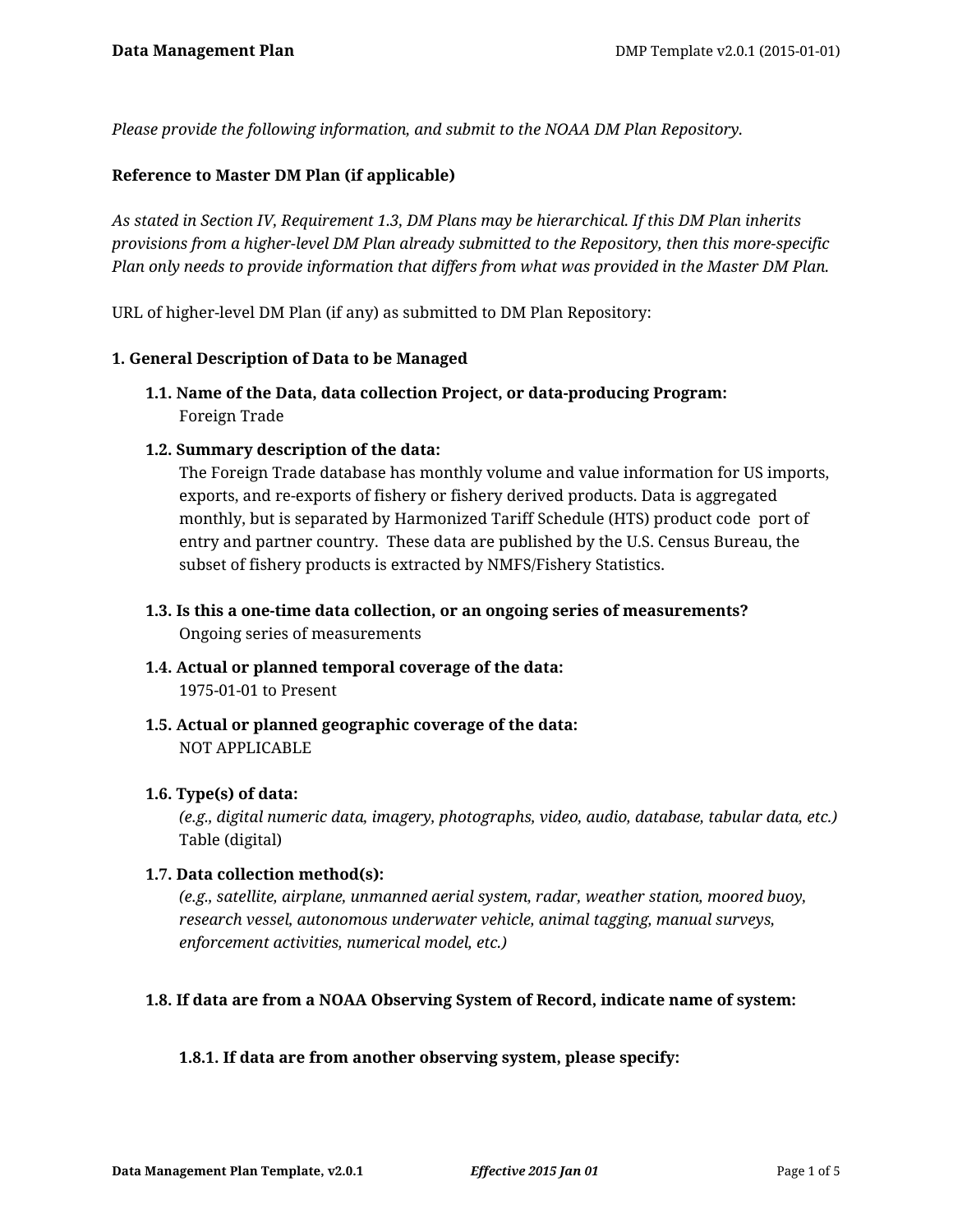*Please provide the following information, and submit to the NOAA DM Plan Repository.*

**Reference to Master DM Plan (if applicable)**

*As stated in Section IV, Requirement 1.3, DM Plans may be hierarchical. If this DM Plan inherits provisions from a higher-level DM Plan already submitted to the Repository, then this more-specific Plan only needs to provide information that differs from what was provided in the Master DM Plan.*

URL of higher-level DM Plan (if any) as submitted to DM Plan Repository:

**1. General Description of Data to be Managed**

**1.1. Name of the Data, data collection Project, or data-producing Program:**
Foreign Trade

**1.2. Summary description of the data:**
The Foreign Trade database has monthly volume and value information for US imports, exports, and re-exports of fishery or fishery derived products. Data is aggregated monthly, but is separated by Harmonized Tariff Schedule (HTS) product code port of entry and partner country. These data are published by the U.S. Census Bureau, the subset of fishery products is extracted by NMFS/Fishery Statistics.

**1.3. Is this a one-time data collection, or an ongoing series of measurements?**
Ongoing series of measurements

**1.4. Actual or planned temporal coverage of the data:**
1975-01-01 to Present

**1.5. Actual or planned geographic coverage of the data:**
NOT APPLICABLE

**1.6. Type(s) of data:**
*(e.g., digital numeric data, imagery, photographs, video, audio, database, tabular data, etc.)*
Table (digital)

**1.7. Data collection method(s):**
*(e.g., satellite, airplane, unmanned aerial system, radar, weather station, moored buoy, research vessel, autonomous underwater vehicle, animal tagging, manual surveys, enforcement activities, numerical model, etc.)*

**1.8. If data are from a NOAA Observing System of Record, indicate name of system:**

**1.8.1. If data are from another observing system, please specify:**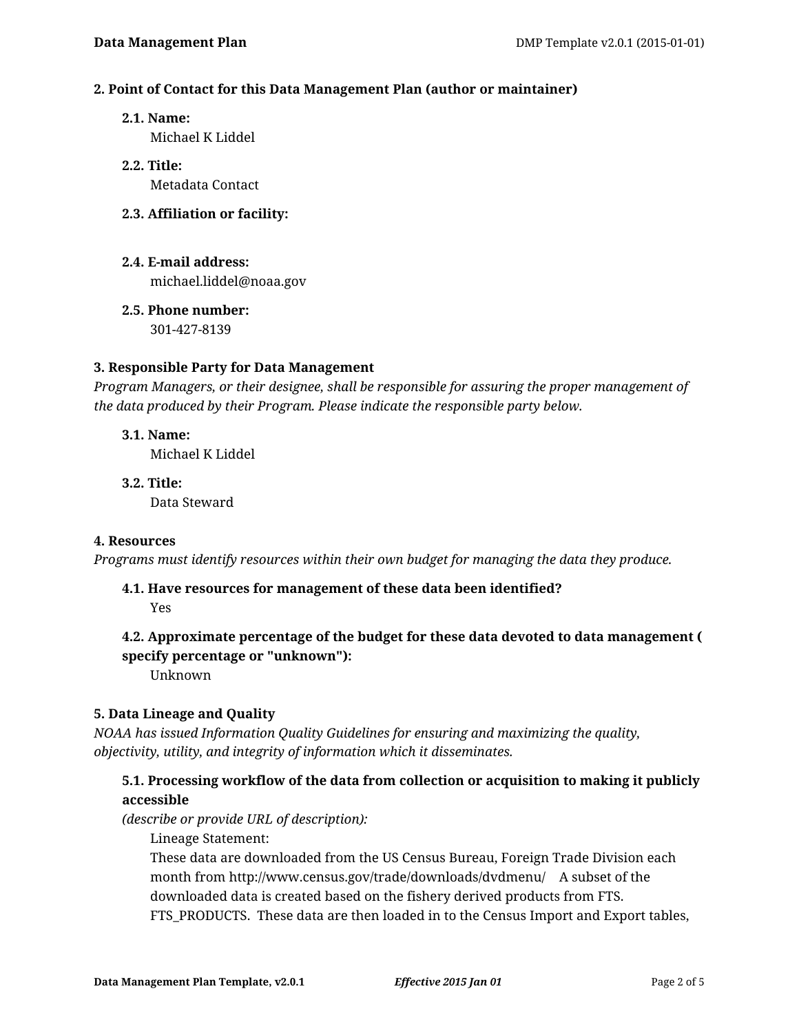### 2. Point of Contact for this Data Management Plan (author or maintainer)

**2.1. Name:**
Michael K Liddel

**2.2. Title:**
Metadata Contact

**2.3. Affiliation or facility:**

**2.4. E-mail address:**
michael.liddel@noaa.gov

**2.5. Phone number:**
301-427-8139

### 3. Responsible Party for Data Management

*Program Managers, or their designee, shall be responsible for assuring the proper management of the data produced by their Program. Please indicate the responsible party below.*

**3.1. Name:**
Michael K Liddel

**3.2. Title:**
Data Steward

### 4. Resources

*Programs must identify resources within their own budget for managing the data they produce.*

**4.1. Have resources for management of these data been identified?**
Yes

**4.2. Approximate percentage of the budget for these data devoted to data management ( specify percentage or "unknown"):**
Unknown

### 5. Data Lineage and Quality

*NOAA has issued Information Quality Guidelines for ensuring and maximizing the quality, objectivity, utility, and integrity of information which it disseminates.*

**5.1. Processing workflow of the data from collection or acquisition to making it publicly accessible**
*(describe or provide URL of description):*

Lineage Statement:
These data are downloaded from the US Census Bureau, Foreign Trade Division each month from http://www.census.gov/trade/downloads/dvdmenu/ A subset of the downloaded data is created based on the fishery derived products from FTS. FTS_PRODUCTS. These data are then loaded in to the Census Import and Export tables,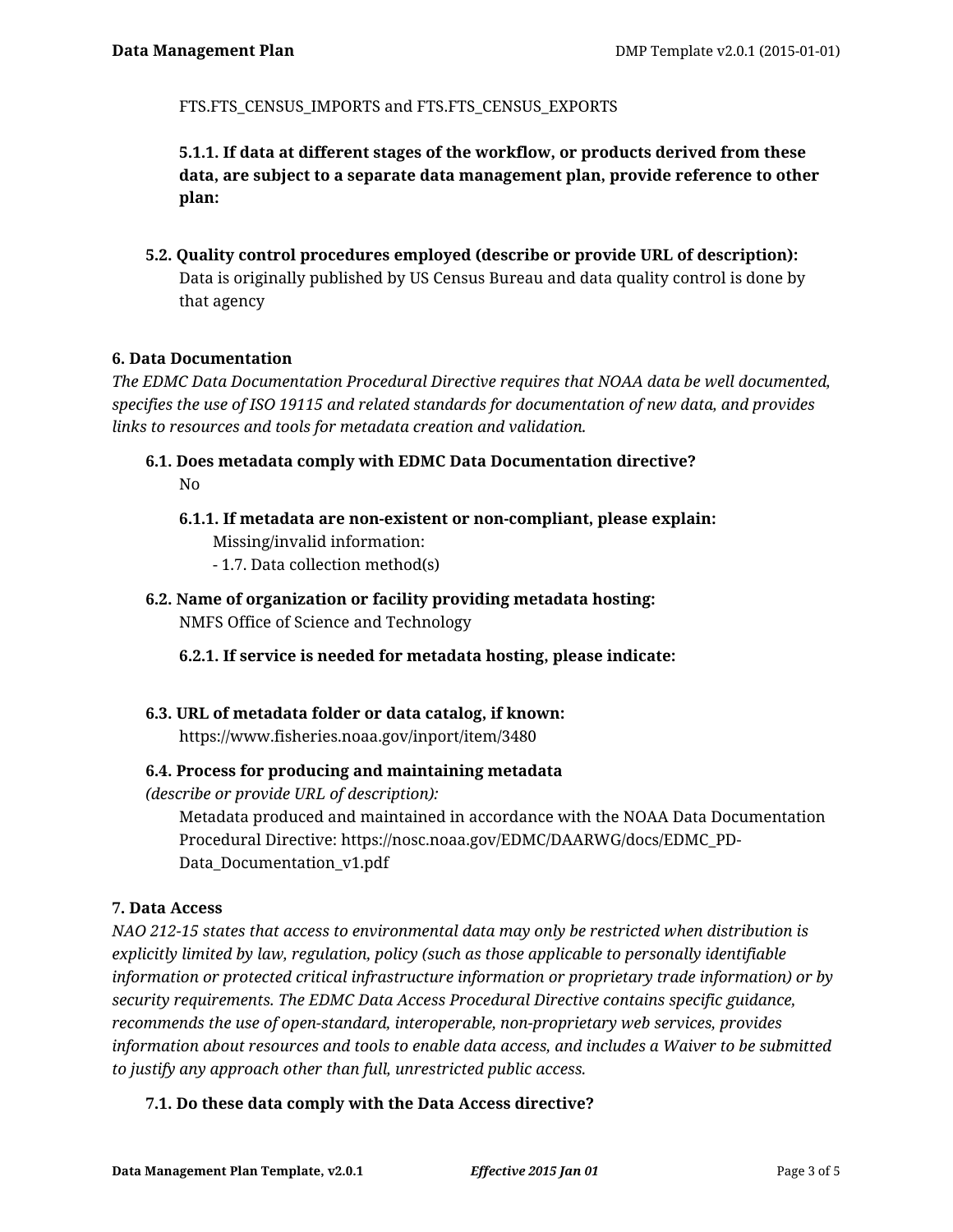FTS.FTS_CENSUS_IMPORTS and FTS.FTS_CENSUS_EXPORTS

**5.1.1. If data at different stages of the workflow, or products derived from these data, are subject to a separate data management plan, provide reference to other plan:**

**5.2. Quality control procedures employed (describe or provide URL of description):**

Data is originally published by US Census Bureau and data quality control is done by that agency

## 6. Data Documentation

*The EDMC Data Documentation Procedural Directive requires that NOAA data be well documented, specifies the use of ISO 19115 and related standards for documentation of new data, and provides links to resources and tools for metadata creation and validation.*

**6.1. Does metadata comply with EDMC Data Documentation directive?**

No

**6.1.1. If metadata are non-existent or non-compliant, please explain:**

Missing/invalid information:
- 1.7. Data collection method(s)

**6.2. Name of organization or facility providing metadata hosting:**

NMFS Office of Science and Technology

**6.2.1. If service is needed for metadata hosting, please indicate:**

**6.3. URL of metadata folder or data catalog, if known:**

https://www.fisheries.noaa.gov/inport/item/3480

**6.4. Process for producing and maintaining metadata**
*(describe or provide URL of description):*

Metadata produced and maintained in accordance with the NOAA Data Documentation Procedural Directive: https://nosc.noaa.gov/EDMC/DAARWG/docs/EDMC_PD-Data_Documentation_v1.pdf

## 7. Data Access

*NAO 212-15 states that access to environmental data may only be restricted when distribution is explicitly limited by law, regulation, policy (such as those applicable to personally identifiable information or protected critical infrastructure information or proprietary trade information) or by security requirements. The EDMC Data Access Procedural Directive contains specific guidance, recommends the use of open-standard, interoperable, non-proprietary web services, provides information about resources and tools to enable data access, and includes a Waiver to be submitted to justify any approach other than full, unrestricted public access.*

**7.1. Do these data comply with the Data Access directive?**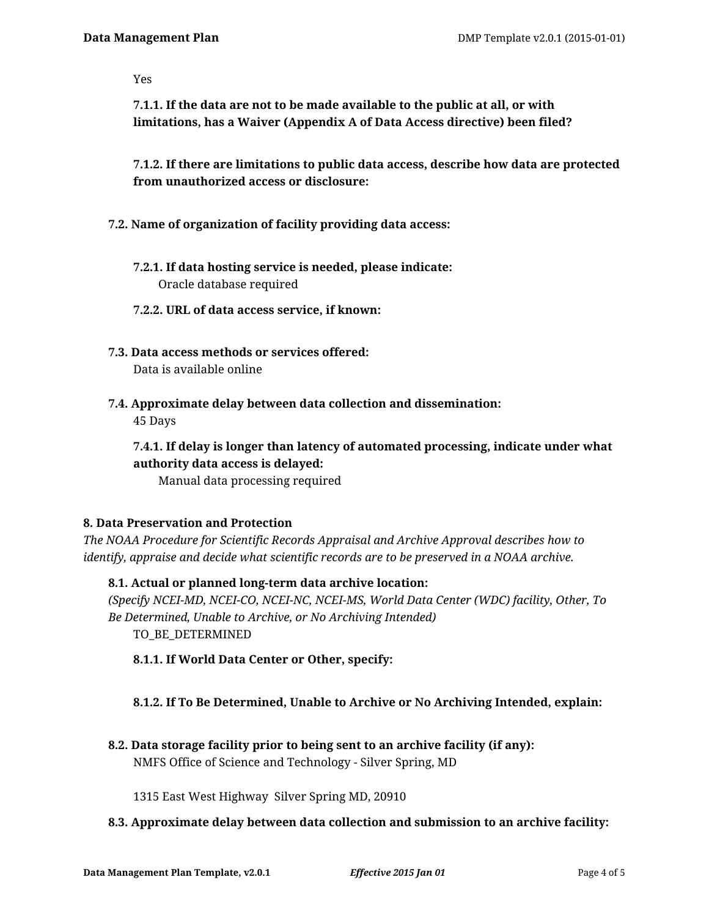Yes

**7.1.1. If the data are not to be made available to the public at all, or with limitations, has a Waiver (Appendix A of Data Access directive) been filed?**

**7.1.2. If there are limitations to public data access, describe how data are protected from unauthorized access or disclosure:**

**7.2. Name of organization of facility providing data access:**

**7.2.1. If data hosting service is needed, please indicate:**

Oracle database required

**7.2.2. URL of data access service, if known:**

**7.3. Data access methods or services offered:**

Data is available online

**7.4. Approximate delay between data collection and dissemination:**

45 Days

**7.4.1. If delay is longer than latency of automated processing, indicate under what authority data access is delayed:**

Manual data processing required

## 8. Data Preservation and Protection

*The NOAA Procedure for Scientific Records Appraisal and Archive Approval describes how to identify, appraise and decide what scientific records are to be preserved in a NOAA archive.*

**8.1. Actual or planned long-term data archive location:**

*(Specify NCEI-MD, NCEI-CO, NCEI-NC, NCEI-MS, World Data Center (WDC) facility, Other, To Be Determined, Unable to Archive, or No Archiving Intended)*

TO_BE_DETERMINED

**8.1.1. If World Data Center or Other, specify:**

**8.1.2. If To Be Determined, Unable to Archive or No Archiving Intended, explain:**

**8.2. Data storage facility prior to being sent to an archive facility (if any):**

NMFS Office of Science and Technology - Silver Spring, MD

1315 East West Highway Silver Spring MD, 20910

**8.3. Approximate delay between data collection and submission to an archive facility:**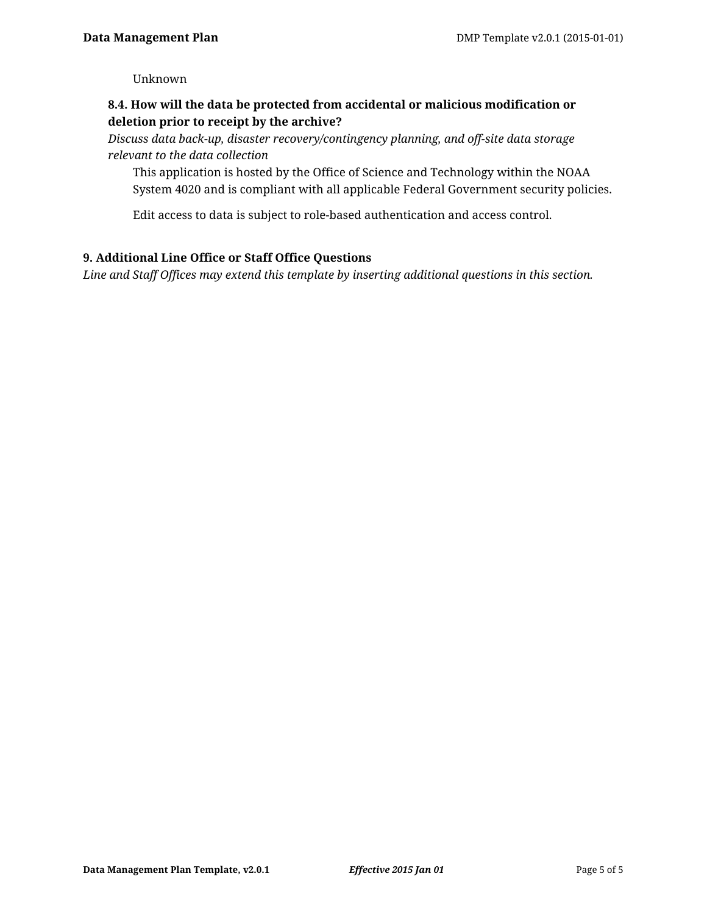Unknown

### 8.4. How will the data be protected from accidental or malicious modification or deletion prior to receipt by the archive?

*Discuss data back-up, disaster recovery/contingency planning, and off-site data storage relevant to the data collection*

This application is hosted by the Office of Science and Technology within the NOAA System 4020 and is compliant with all applicable Federal Government security policies.

Edit access to data is subject to role-based authentication and access control.

## 9. Additional Line Office or Staff Office Questions

*Line and Staff Offices may extend this template by inserting additional questions in this section.*